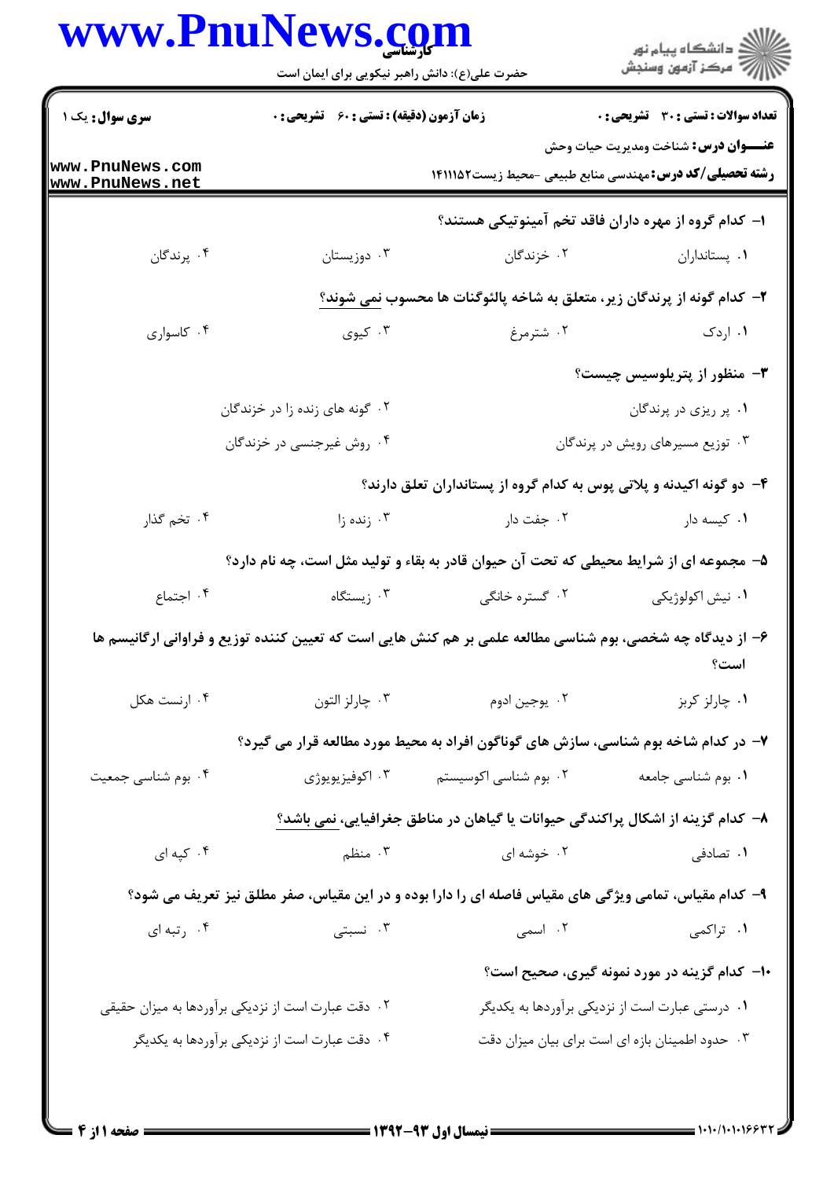**سری سوال:** یک ۱

**زمان آزمون (دقیقه) : تستی : ۶۰ تشریحی : ۰**

**تعداد سوالات : تستی : ۳۰ تشریحی : ۰**

**عنـــوان درس:** شناخت ومدیریت حیات وحش

**رشته تحصیلی/کد درس:** مهندسی منابع طبیعی -محیط زیست۱۴۱۱۱۵۲

۱- کدام گروه از مهره داران فاقد تخم آمینوتیکی هستند؟

۱. پستانداران
۲. خزندگان
۳. دوزیستان
۴. پرندگان

۲- کدام گونه از پرندگان زیر، متعلق به شاخه پالئوگنات ها محسوب نمی شوند؟

۱. اردک
۲. شترمرغ
۳. کیوی
۴. کاسواری

۳- منظور از پتریلوسیس چیست؟

۱. پر ریزی در پرندگان
۲. گونه های زنده زا در خزندگان
۳. توزیع مسیرهای رویش در پرندگان
۴. روش غیرجنسی در خزندگان

۴- دو گونه اکیدنه و پلاتی پوس به کدام گروه از پستانداران تعلق دارند؟

۱. کیسه دار
۲. جفت دار
۳. زنده زا
۴. تخم گذار

۵- مجموعه ای از شرایط محیطی که تحت آن حیوان قادر به بقاء و تولید مثل است، چه نام دارد؟

۱. نیش اکولوژیکی
۲. گستره خانگی
۳. زیستگاه
۴. اجتماع

۶- از دیدگاه چه شخصی، بوم شناسی مطالعه علمی بر هم کنش هایی است که تعیین کننده توزیع و فراوانی ارگانیسم ها است؟

۱. چارلز کربز
۲. یوجین ادوم
۳. چارلز التون
۴. ارنست هکل

۷- در کدام شاخه بوم شناسی، سازش های گوناگون افراد به محیط مورد مطالعه قرار می گیرد؟

۱. بوم شناسی جامعه
۲. بوم شناسی اکوسیستم
۳. اکوفیزیولوژی
۴. بوم شناسی جمعیت

۸- کدام گزینه از اشکال پراکندگی حیوانات یا گیاهان در مناطق جغرافیایی، نمی باشد؟

۱. تصادفی
۲. خوشه ای
۳. منظم
۴. کپه ای

۹- کدام مقیاس، تمامی ویژگی های مقیاس فاصله ای را دارا بوده و در این مقیاس، صفر مطلق نیز تعریف می شود؟

۱. تراکمی
۲. اسمی
۳. نسبتی
۴. رتبه ای

۱۰- کدام گزینه در مورد نمونه گیری، صحیح است؟

۱. درستی عبارت است از نزدیکی برآوردها به یکدیگر
۲. دقت عبارت است از نزدیکی برآوردها به میزان حقیقی
۳. حدود اطمینان بازه ای است برای بیان میزان دقت
۴. دقت عبارت است از نزدیکی برآوردها به یکدیگر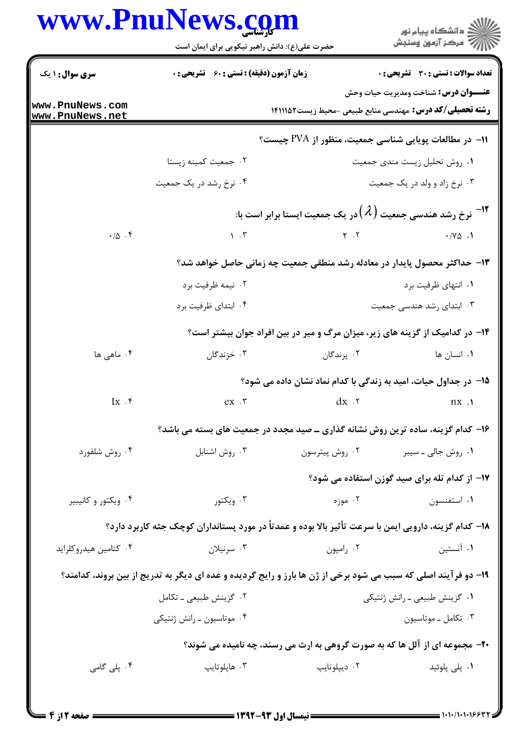**سری سوال:** ۱ یک

**زمان آزمون (دقیقه):** تستی : ۶۰ تشریحی : ۰

**تعداد سوالات:** تستی : ۳۰ تشریحی : ۰

**عنـــوان درس:** شناخت ومدیریت حیات وحش

**رشته تحصیلی/کد درس:** مهندسی منابع طبیعی -محیط زیست۱۴۱۱۱۵۲

۱۱- در مطالعات پویایی شناسی جمعیت، منظور از PVA چیست؟

۱. روش تحلیل زیست مندی جمعیت
۲. جمعیت کمینه زیستا
۳. نرخ زاد و ولد در یک جمعیت
۴. نرخ رشد در یک جمعیت

۱۲- نرخ رشد هندسی جمعیت $(\lambda)$ در یک جمعیت ایستا برابر است با:

۱. ۰/۷۵
۲. ۲
۳. ۱
۴. ۰/۵

۱۳- حداکثر محصول پایدار در معادله رشد منطقی جمعیت چه زمانی حاصل خواهد شد؟

۱. انتهای ظرفیت برد
۲. نیمه ظرفیت برد
۳. ابتدای رشد هندسی جمعیت
۴. ابتدای ظرفیت برد

۱۴- در کدامیک از گزینه های زیر، میزان مرگ و میر در بین افراد جوان بیشتر است؟

۱. انسان ها
۲. پرندگان
۳. خزندگان
۴. ماهی ها

۱۵- در جداول حیات، امید به زندگی با کدام نماد نشان داده می شود؟

۱. nx
۲. dx
۳. ex
۴. lx

۱۶- کدام گزینه، ساده ترین روش نشانه گذاری ــ صید مجدد در جمعیت های بسته می باشد؟

۱. روش جالی ــ سیبر
۲. روش پیترسون
۳. روش اشنابل
۴. روش شلفورد

۱۷- از کدام تله برای صید گوزن استفاده می شود؟

۱. استفنسون
۲. موزه
۳. ویکتور
۴. ویکتور و کانیبیر

۱۸- کدام گزینه، دارویی ایمن با سرعت تأثیر بالا بوده و عمدتاً در مورد پستانداران کوچک جثه کاربرد دارد؟

۱. آنستین
۲. رامپون
۳. سرنیلان
۴. کتامین هیدروکلراید

۱۹- دو فرآیند اصلی که سبب می شود برخی از ژن ها بارز و رایج گردیده و عده ای دیگر به تدریج از بین بروند، کدامند؟

۱. گزینش طبیعی ـ رانش ژنتیکی
۲. گزینش طبیعی ـ تکامل
۳. تکامل ـ موتاسیون
۴. موتاسیون ـ رانش ژنتیکی

۲۰- مجموعه ای از آلل ها که به صورت گروهی به ارث می رسند، چه نامیده می شوند؟

۱. پلی پلوئید
۲. دیپلوتایپ
۳. هاپلوتایپ
۴. پلی گامی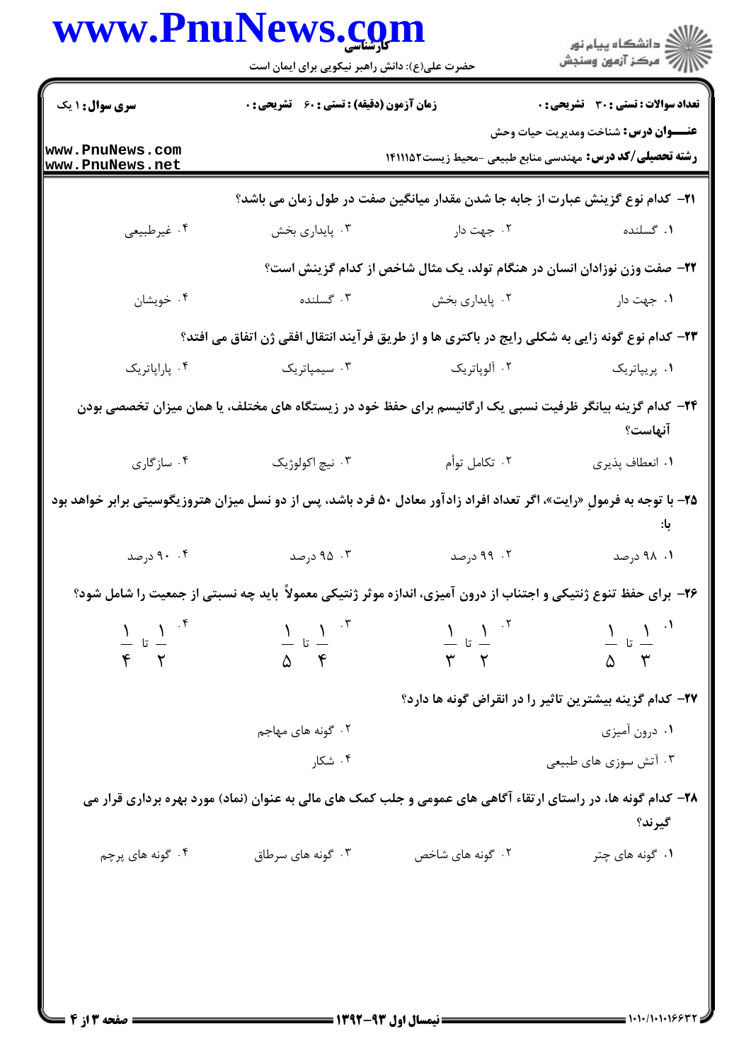**سری سوال:** ۱ یک

**زمان آزمون (دقیقه) : تستی : ۶۰ تشریحی : ۰**

**تعداد سوالات : تستی : ۳۰ تشریحی : ۰**

**عنـــوان درس:** شناخت ومدیریت حیات وحش

**رشته تحصیلی/کد درس:** مهندسی منابع طبیعی -محیط زیست۱۴۱۱۱۵۲

**۲۱-** کدام نوع گزینش عبارت از جابه جا شدن مقدار میانگین صفت در طول زمان می باشد؟

۱. گسلنده ۲. جهت دار ۳. پایداری بخش ۴. غیرطبیعی

**۲۲-** صفت وزن نوزادان انسان در هنگام تولد، یک مثال شاخص از کدام گزینش است؟

۱. جهت دار ۲. پایداری بخش ۳. گسلنده ۴. خویشان

**۲۳-** کدام نوع گونه زایی به شکلی رایج در باکتری ها و از طریق فرآیند انتقال افقی ژن اتفاق می افتد؟

۱. پریپاتریک ۲. آلوپاتریک ۳. سیمپاتریک ۴. پاراپاتریک

**۲۴-** کدام گزینه بیانگر ظرفیت نسبی یک ارگانیسم برای حفظ خود در زیستگاه های مختلف، یا همان میزان تخصصی بودن آنهاست؟

۱. انعطاف پذیری ۲. تکامل توأم ۳. نیچ اکولوژیک ۴. سازگاری

**۲۵-** با توجه به فرمولِ «رایت»، اگر تعداد افراد زادآور معادل ۵۰ فرد باشد، پس از دو نسل میزان هتروزیگوسیتی برابر خواهد بود با:

۱. ۹۸ درصد ۲. ۹۹ درصد ۳. ۹۵ درصد ۴. ۹۰ درصد

**۲۶-** برای حفظ تنوع ژنتیکی و اجتناب از درون آمیزی، اندازه موثر ژنتیکی معمولاً باید چه نسبتی از جمعیت را شامل شود؟

۱. $\frac{1}{3}$ تا $\frac{1}{5}$ ۲. $\frac{1}{2}$ تا $\frac{1}{3}$ ۳. $\frac{1}{4}$ تا $\frac{1}{5}$ ۴. $\frac{1}{2}$ تا $\frac{1}{4}$

**۲۷-** کدام گزینه بیشترین تاثیر را در انقراض گونه ها دارد؟

۱. درون آمیزی ۲. گونه های مهاجم

۳. آتش سوزی های طبیعی ۴. شکار

**۲۸-** کدام گونه ها، در راستای ارتقاء آگاهی های عمومی و جلب کمک های مالی به عنوان (نماد) مورد بهره برداری قرار می گیرند؟

۱. گونه های چتر ۲. گونه های شاخص ۳. گونه های سرطاق ۴. گونه های پرچم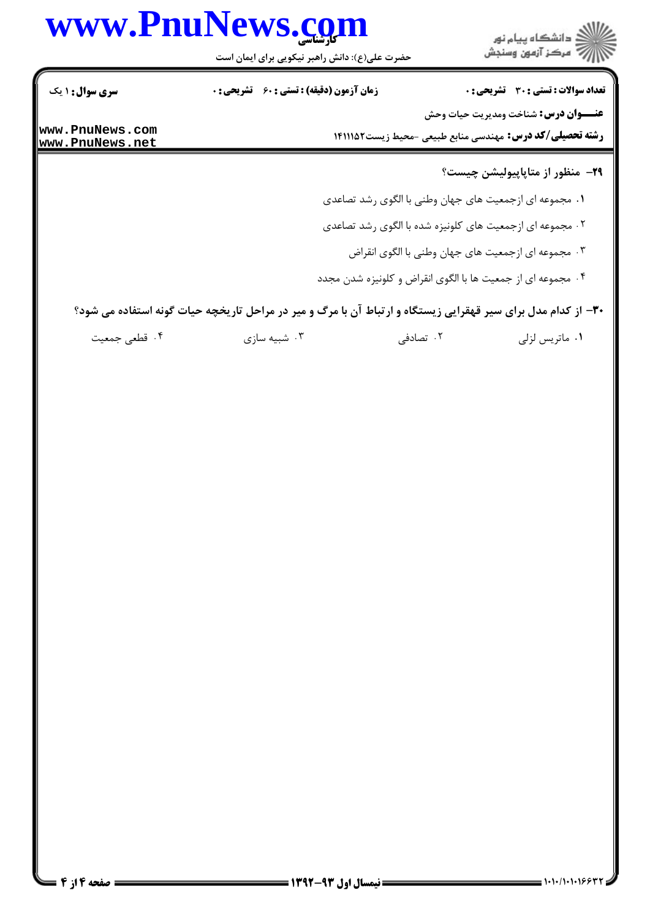**۲۹- منظور از متاپاپیولیشن چیست؟**

۱. مجموعه ای ازجمعیت های جهان وطنی با الگوی رشد تصاعدی

۲. مجموعه ای ازجمعیت های کلونیزه شده با الگوی رشد تصاعدی

۳. مجموعه ای ازجمعیت های جهان وطنی با الگوی انقراض

۴. مجموعه ای از جمعیت ها با الگوی انقراض و کلونیزه شدن مجدد

**۳۰- از کدام مدل برای سیر قهقرایی زیستگاه و ارتباط آن با مرگ و میر در مراحل تاریخچه حیات گونه استفاده می شود؟**

۱. ماتریس لزلی

۲. تصادفی

۳. شبیه سازی

۴. قطعی جمعیت